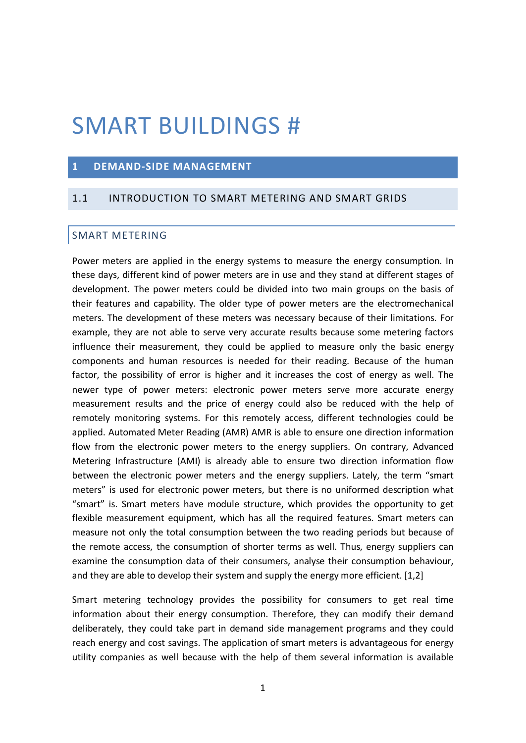# SMART BUILDINGS #

## 1 DEMAND-SIDE MANAGEMENT

### 1.1 INTRODUCTION TO SMART METERING AND SMART GRIDS

#### SMART METERING

Power meters are applied in the energy systems to measure the energy consumption. In these days, different kind of power meters are in use and they stand at different stages of development. The power meters could be divided into two main groups on the basis of their features and capability. The older type of power meters are the electromechanical meters. The development of these meters was necessary because of their limitations. For example, they are not able to serve very accurate results because some metering factors influence their measurement, they could be applied to measure only the basic energy components and human resources is needed for their reading. Because of the human factor, the possibility of error is higher and it increases the cost of energy as well. The newer type of power meters: electronic power meters serve more accurate energy measurement results and the price of energy could also be reduced with the help of remotely monitoring systems. For this remotely access, different technologies could be applied. Automated Meter Reading (AMR) AMR is able to ensure one direction information flow from the electronic power meters to the energy suppliers. On contrary, Advanced Metering Infrastructure (AMI) is already able to ensure two direction information flow between the electronic power meters and the energy suppliers. Lately, the term "smart meters" is used for electronic power meters, but there is no uniformed description what "smart" is. Smart meters have module structure, which provides the opportunity to get flexible measurement equipment, which has all the required features. Smart meters can measure not only the total consumption between the two reading periods but because of the remote access, the consumption of shorter terms as well. Thus, energy suppliers can examine the consumption data of their consumers, analyse their consumption behaviour, and they are able to develop their system and supply the energy more efficient. [1,2]

Smart metering technology provides the possibility for consumers to get real time information about their energy consumption. Therefore, they can modify their demand deliberately, they could take part in demand side management programs and they could reach energy and cost savings. The application of smart meters is advantageous for energy utility companies as well because with the help of them several information is available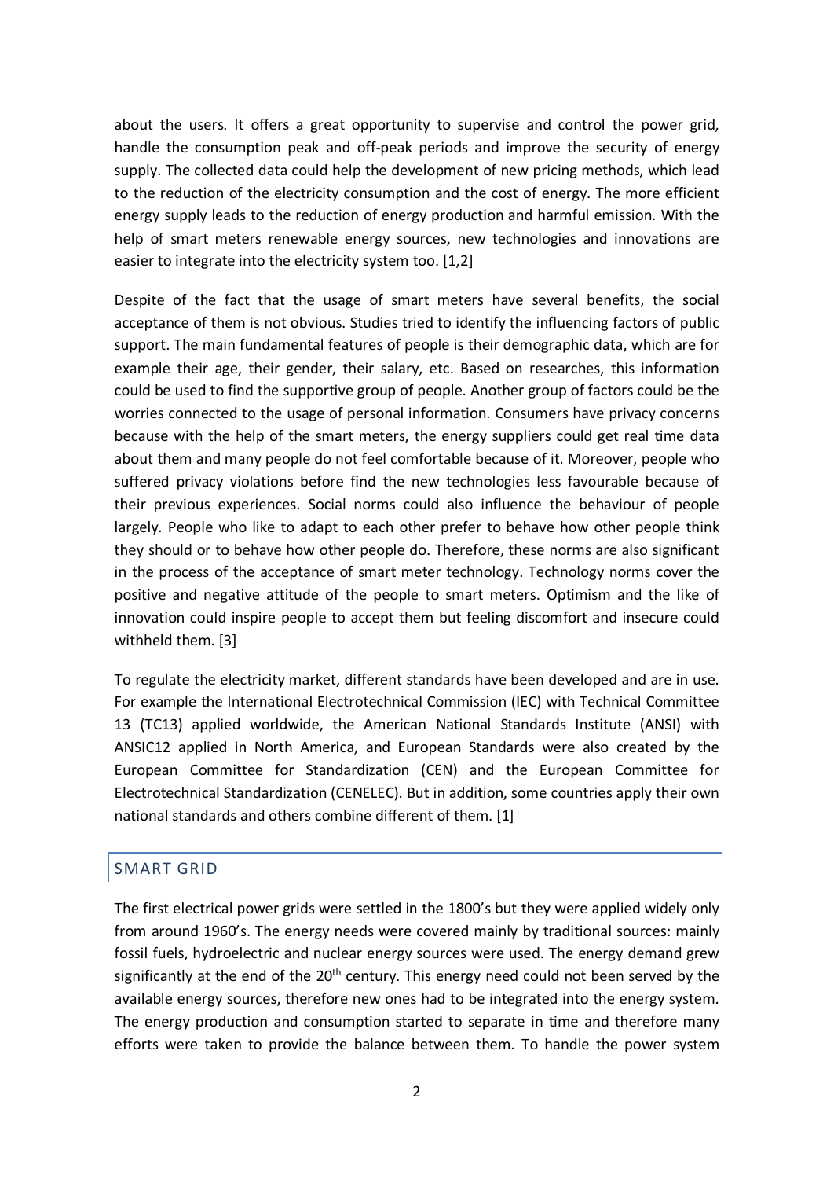about the users. It offers a great opportunity to supervise and control the power grid, handle the consumption peak and off-peak periods and improve the security of energy supply. The collected data could help the development of new pricing methods, which lead to the reduction of the electricity consumption and the cost of energy. The more efficient energy supply leads to the reduction of energy production and harmful emission. With the help of smart meters renewable energy sources, new technologies and innovations are easier to integrate into the electricity system too. [1,2]

Despite of the fact that the usage of smart meters have several benefits, the social acceptance of them is not obvious. Studies tried to identify the influencing factors of public support. The main fundamental features of people is their demographic data, which are for example their age, their gender, their salary, etc. Based on researches, this information could be used to find the supportive group of people. Another group of factors could be the worries connected to the usage of personal information. Consumers have privacy concerns because with the help of the smart meters, the energy suppliers could get real time data about them and many people do not feel comfortable because of it. Moreover, people who suffered privacy violations before find the new technologies less favourable because of their previous experiences. Social norms could also influence the behaviour of people largely. People who like to adapt to each other prefer to behave how other people think they should or to behave how other people do. Therefore, these norms are also significant in the process of the acceptance of smart meter technology. Technology norms cover the positive and negative attitude of the people to smart meters. Optimism and the like of innovation could inspire people to accept them but feeling discomfort and insecure could withheld them. [3]

To regulate the electricity market, different standards have been developed and are in use. For example the International Electrotechnical Commission (IEC) with Technical Committee 13 (TC13) applied worldwide, the American National Standards Institute (ANSI) with ANSIC12 applied in North America, and European Standards were also created by the European Committee for Standardization (CEN) and the European Committee for Electrotechnical Standardization (CENELEC). But in addition, some countries apply their own national standards and others combine different of them. [1]

## SMART GRID

The first electrical power grids were settled in the 1800's but they were applied widely only from around 1960's. The energy needs were covered mainly by traditional sources: mainly fossil fuels, hydroelectric and nuclear energy sources were used. The energy demand grew significantly at the end of the 20th century. This energy need could not been served by the available energy sources, therefore new ones had to be integrated into the energy system. The energy production and consumption started to separate in time and therefore many efforts were taken to provide the balance between them. To handle the power system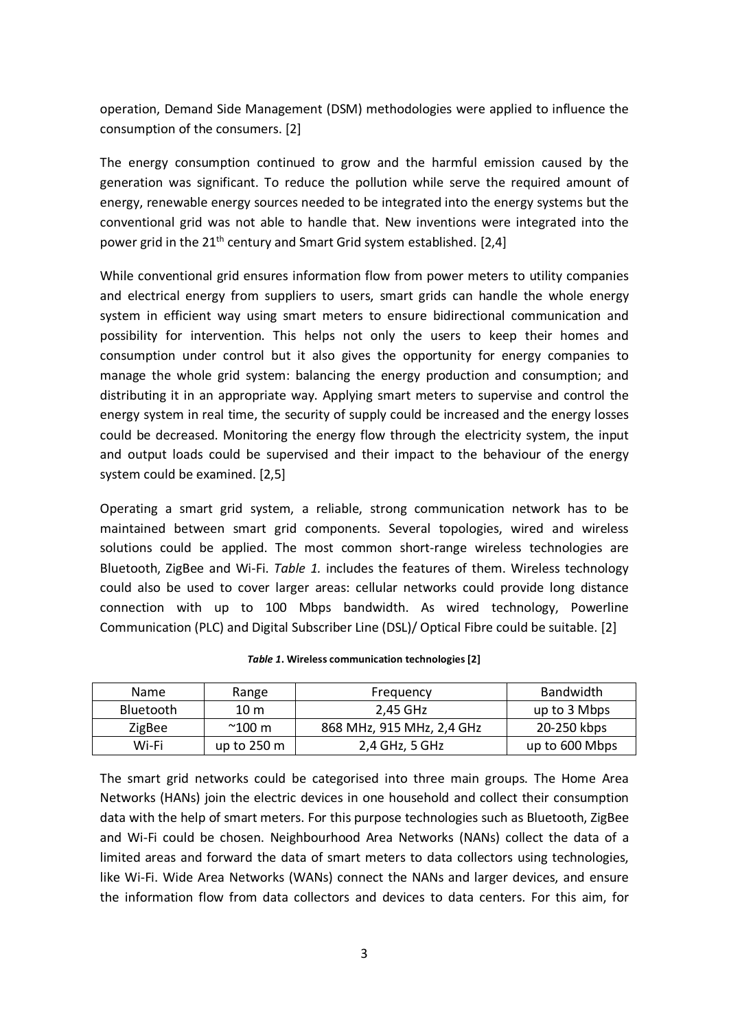operation, Demand Side Management (DSM) methodologies were applied to influence the consumption of the consumers. [2]

The energy consumption continued to grow and the harmful emission caused by the generation was significant. To reduce the pollution while serve the required amount of energy, renewable energy sources needed to be integrated into the energy systems but the conventional grid was not able to handle that. New inventions were integrated into the power grid in the 21th century and Smart Grid system established. [2,4]

While conventional grid ensures information flow from power meters to utility companies and electrical energy from suppliers to users, smart grids can handle the whole energy system in efficient way using smart meters to ensure bidirectional communication and possibility for intervention. This helps not only the users to keep their homes and consumption under control but it also gives the opportunity for energy companies to manage the whole grid system: balancing the energy production and consumption; and distributing it in an appropriate way. Applying smart meters to supervise and control the energy system in real time, the security of supply could be increased and the energy losses could be decreased. Monitoring the energy flow through the electricity system, the input and output loads could be supervised and their impact to the behaviour of the energy system could be examined. [2,5]

Operating a smart grid system, a reliable, strong communication network has to be maintained between smart grid components. Several topologies, wired and wireless solutions could be applied. The most common short-range wireless technologies are Bluetooth, ZigBee and Wi-Fi. *Table 1.* includes the features of them. Wireless technology could also be used to cover larger areas: cellular networks could provide long distance connection with up to 100 Mbps bandwidth. As wired technology, Powerline Communication (PLC) and Digital Subscriber Line (DSL)/ Optical Fibre could be suitable. [2]

***Table 1*. Wireless communication technologies [2]**

| Name | Range | Frequency | Bandwidth |
|---|---|---|---|
| Bluetooth | 10 m | 2,45 GHz | up to 3 Mbps |
| ZigBee | ~100 m | 868 MHz, 915 MHz, 2,4 GHz | 20-250 kbps |
| Wi-Fi | up to 250 m | 2,4 GHz, 5 GHz | up to 600 Mbps |

The smart grid networks could be categorised into three main groups. The Home Area Networks (HANs) join the electric devices in one household and collect their consumption data with the help of smart meters. For this purpose technologies such as Bluetooth, ZigBee and Wi-Fi could be chosen. Neighbourhood Area Networks (NANs) collect the data of a limited areas and forward the data of smart meters to data collectors using technologies, like Wi-Fi. Wide Area Networks (WANs) connect the NANs and larger devices, and ensure the information flow from data collectors and devices to data centers. For this aim, for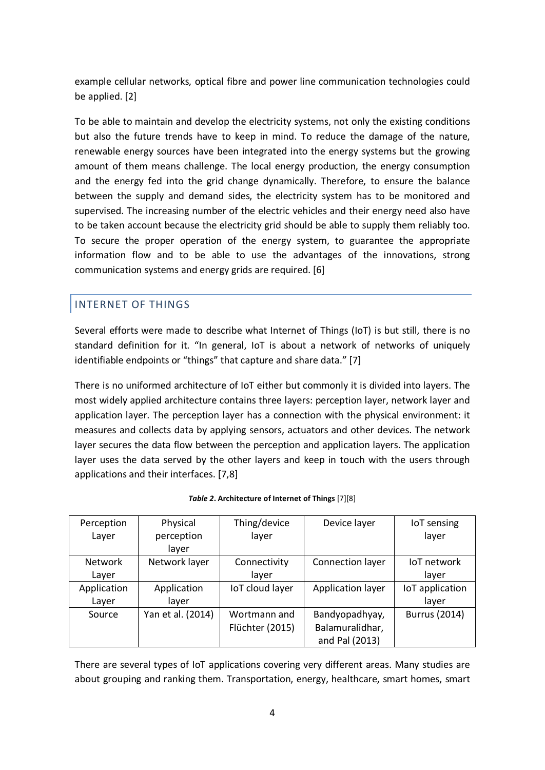example cellular networks, optical fibre and power line communication technologies could be applied. [2]

To be able to maintain and develop the electricity systems, not only the existing conditions but also the future trends have to keep in mind. To reduce the damage of the nature, renewable energy sources have been integrated into the energy systems but the growing amount of them means challenge. The local energy production, the energy consumption and the energy fed into the grid change dynamically. Therefore, to ensure the balance between the supply and demand sides, the electricity system has to be monitored and supervised. The increasing number of the electric vehicles and their energy need also have to be taken account because the electricity grid should be able to supply them reliably too. To secure the proper operation of the energy system, to guarantee the appropriate information flow and to be able to use the advantages of the innovations, strong communication systems and energy grids are required. [6]

## INTERNET OF THINGS

Several efforts were made to describe what Internet of Things (IoT) is but still, there is no standard definition for it. "In general, IoT is about a network of networks of uniquely identifiable endpoints or "things" that capture and share data." [7]

There is no uniformed architecture of IoT either but commonly it is divided into layers. The most widely applied architecture contains three layers: perception layer, network layer and application layer. The perception layer has a connection with the physical environment: it measures and collects data by applying sensors, actuators and other devices. The network layer secures the data flow between the perception and application layers. The application layer uses the data served by the other layers and keep in touch with the users through applications and their interfaces. [7,8]

***Table 2*. Architecture of Internet of Things** [7][8]

| Perception Layer | Physical perception layer | Thing/device layer | Device layer | IoT sensing layer |
|---|---|---|---|---|
| Network Layer | Network layer | Connectivity layer | Connection layer | IoT network layer |
| Application Layer | Application layer | IoT cloud layer | Application layer | IoT application layer |
| Source | Yan et al. (2014) | Wortmann and Flüchter (2015) | Bandyopadhyay, Balamuralidhar, and Pal (2013) | Burrus (2014) |

There are several types of IoT applications covering very different areas. Many studies are about grouping and ranking them. Transportation, energy, healthcare, smart homes, smart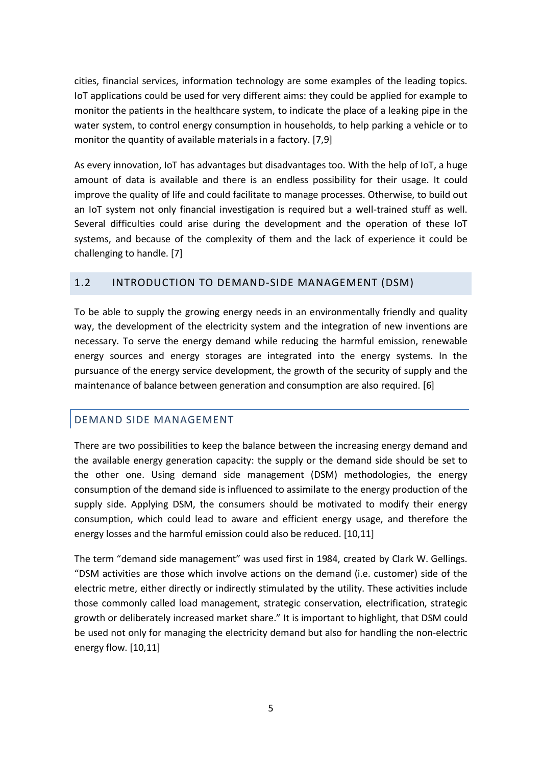cities, financial services, information technology are some examples of the leading topics. IoT applications could be used for very different aims: they could be applied for example to monitor the patients in the healthcare system, to indicate the place of a leaking pipe in the water system, to control energy consumption in households, to help parking a vehicle or to monitor the quantity of available materials in a factory. [7,9]

As every innovation, IoT has advantages but disadvantages too. With the help of IoT, a huge amount of data is available and there is an endless possibility for their usage. It could improve the quality of life and could facilitate to manage processes. Otherwise, to build out an IoT system not only financial investigation is required but a well-trained stuff as well. Several difficulties could arise during the development and the operation of these IoT systems, and because of the complexity of them and the lack of experience it could be challenging to handle. [7]

## 1.2 INTRODUCTION TO DEMAND-SIDE MANAGEMENT (DSM)

To be able to supply the growing energy needs in an environmentally friendly and quality way, the development of the electricity system and the integration of new inventions are necessary. To serve the energy demand while reducing the harmful emission, renewable energy sources and energy storages are integrated into the energy systems. In the pursuance of the energy service development, the growth of the security of supply and the maintenance of balance between generation and consumption are also required. [6]

### DEMAND SIDE MANAGEMENT

There are two possibilities to keep the balance between the increasing energy demand and the available energy generation capacity: the supply or the demand side should be set to the other one. Using demand side management (DSM) methodologies, the energy consumption of the demand side is influenced to assimilate to the energy production of the supply side. Applying DSM, the consumers should be motivated to modify their energy consumption, which could lead to aware and efficient energy usage, and therefore the energy losses and the harmful emission could also be reduced. [10,11]

The term "demand side management" was used first in 1984, created by Clark W. Gellings. "DSM activities are those which involve actions on the demand (i.e. customer) side of the electric metre, either directly or indirectly stimulated by the utility. These activities include those commonly called load management, strategic conservation, electrification, strategic growth or deliberately increased market share." It is important to highlight, that DSM could be used not only for managing the electricity demand but also for handling the non-electric energy flow. [10,11]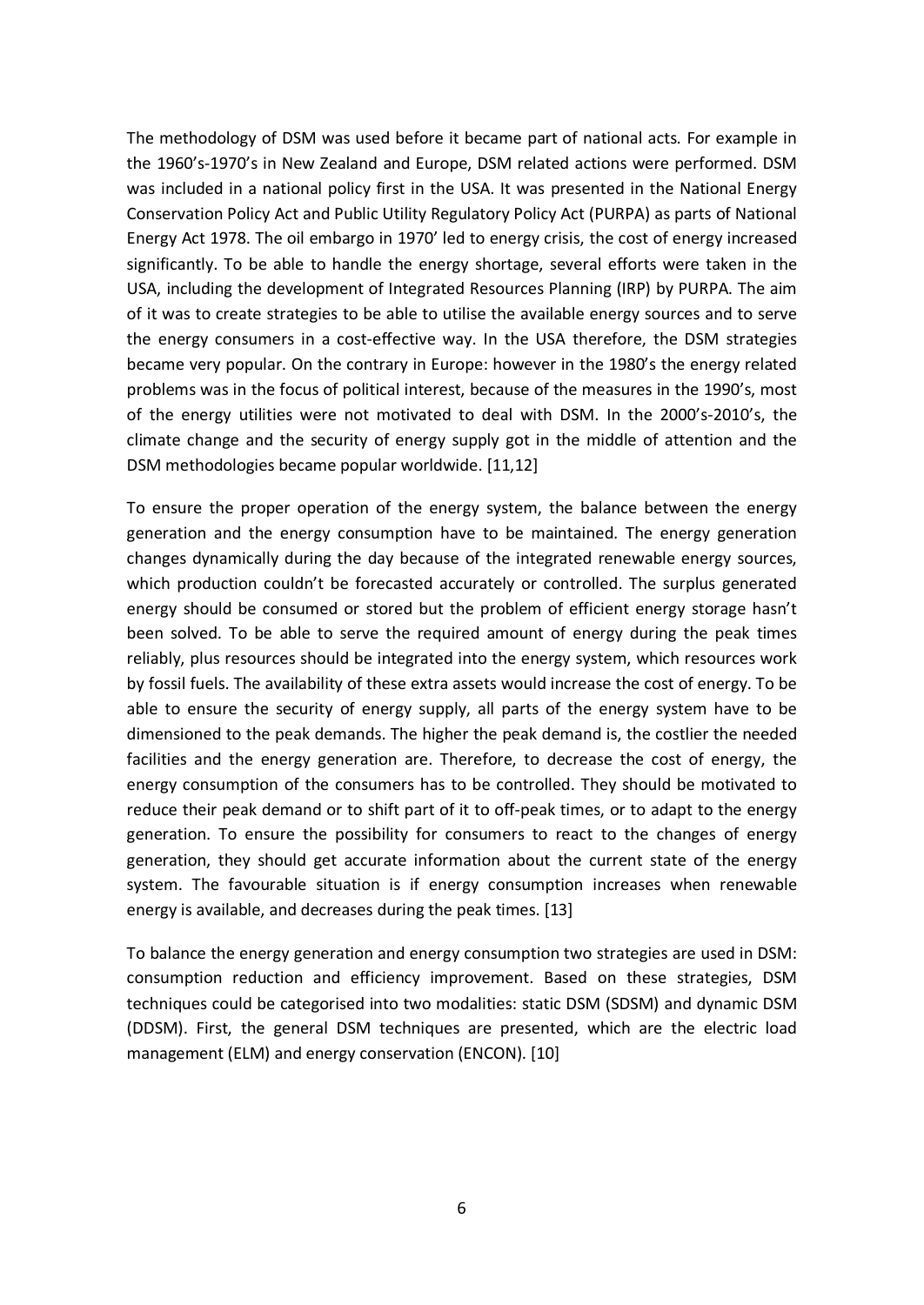The methodology of DSM was used before it became part of national acts. For example in the 1960's-1970's in New Zealand and Europe, DSM related actions were performed. DSM was included in a national policy first in the USA. It was presented in the National Energy Conservation Policy Act and Public Utility Regulatory Policy Act (PURPA) as parts of National Energy Act 1978. The oil embargo in 1970' led to energy crisis, the cost of energy increased significantly. To be able to handle the energy shortage, several efforts were taken in the USA, including the development of Integrated Resources Planning (IRP) by PURPA. The aim of it was to create strategies to be able to utilise the available energy sources and to serve the energy consumers in a cost-effective way. In the USA therefore, the DSM strategies became very popular. On the contrary in Europe: however in the 1980's the energy related problems was in the focus of political interest, because of the measures in the 1990's, most of the energy utilities were not motivated to deal with DSM. In the 2000's-2010's, the climate change and the security of energy supply got in the middle of attention and the DSM methodologies became popular worldwide. [11,12]

To ensure the proper operation of the energy system, the balance between the energy generation and the energy consumption have to be maintained. The energy generation changes dynamically during the day because of the integrated renewable energy sources, which production couldn't be forecasted accurately or controlled. The surplus generated energy should be consumed or stored but the problem of efficient energy storage hasn't been solved. To be able to serve the required amount of energy during the peak times reliably, plus resources should be integrated into the energy system, which resources work by fossil fuels. The availability of these extra assets would increase the cost of energy. To be able to ensure the security of energy supply, all parts of the energy system have to be dimensioned to the peak demands. The higher the peak demand is, the costlier the needed facilities and the energy generation are. Therefore, to decrease the cost of energy, the energy consumption of the consumers has to be controlled. They should be motivated to reduce their peak demand or to shift part of it to off-peak times, or to adapt to the energy generation. To ensure the possibility for consumers to react to the changes of energy generation, they should get accurate information about the current state of the energy system. The favourable situation is if energy consumption increases when renewable energy is available, and decreases during the peak times. [13]

To balance the energy generation and energy consumption two strategies are used in DSM: consumption reduction and efficiency improvement. Based on these strategies, DSM techniques could be categorised into two modalities: static DSM (SDSM) and dynamic DSM (DDSM). First, the general DSM techniques are presented, which are the electric load management (ELM) and energy conservation (ENCON). [10]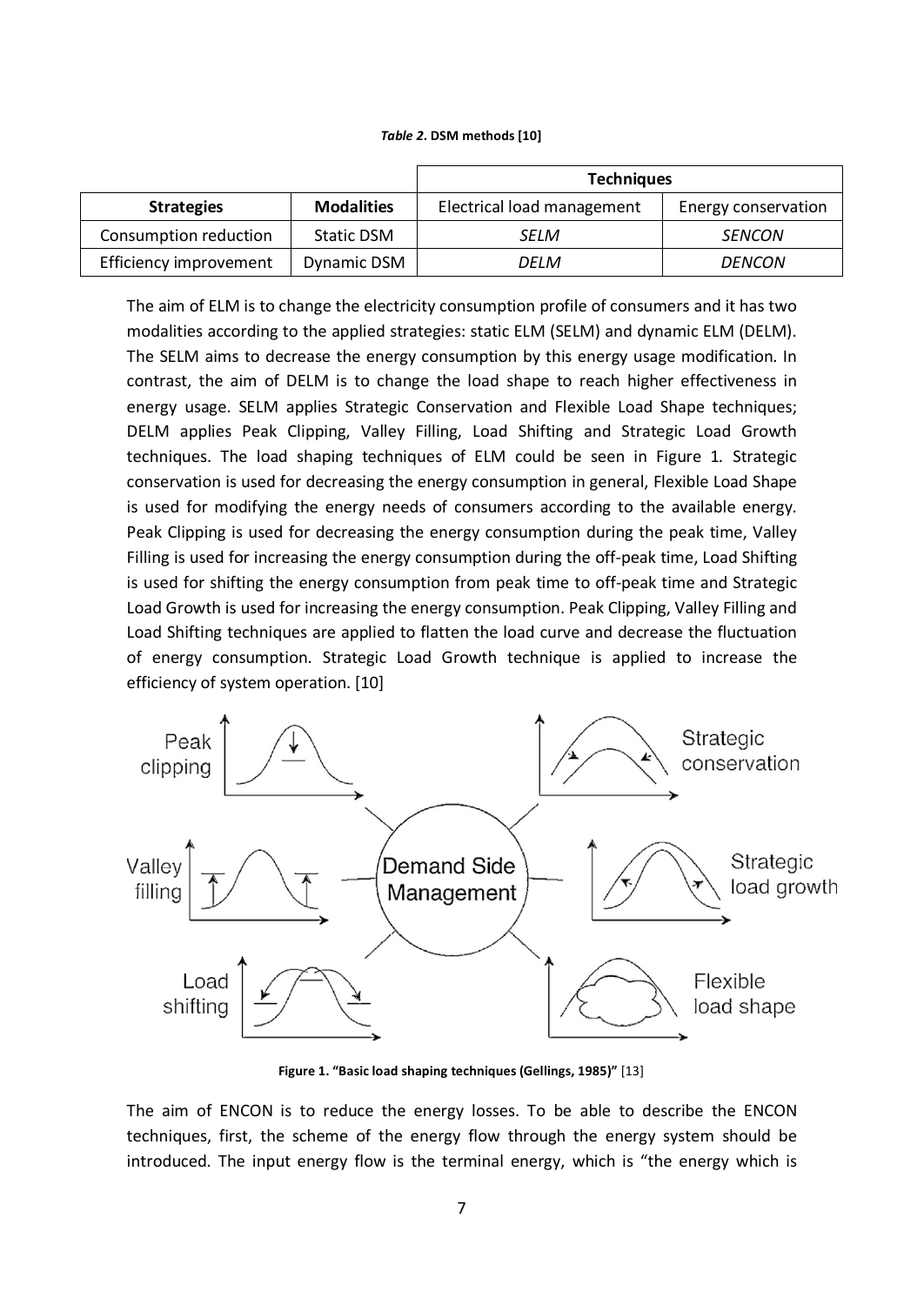*Table 2.* **DSM methods [10]**

| | | Techniques | |
|---|---|---|---|
| **Strategies** | **Modalities** | Electrical load management | Energy conservation |
| Consumption reduction | Static DSM | *SELM* | *SENCON* |
| Efficiency improvement | Dynamic DSM | *DELM* | *DENCON* |

The aim of ELM is to change the electricity consumption profile of consumers and it has two modalities according to the applied strategies: static ELM (SELM) and dynamic ELM (DELM). The SELM aims to decrease the energy consumption by this energy usage modification. In contrast, the aim of DELM is to change the load shape to reach higher effectiveness in energy usage. SELM applies Strategic Conservation and Flexible Load Shape techniques; DELM applies Peak Clipping, Valley Filling, Load Shifting and Strategic Load Growth techniques. The load shaping techniques of ELM could be seen in Figure 1. Strategic conservation is used for decreasing the energy consumption in general, Flexible Load Shape is used for modifying the energy needs of consumers according to the available energy. Peak Clipping is used for decreasing the energy consumption during the peak time, Valley Filling is used for increasing the energy consumption during the off-peak time, Load Shifting is used for shifting the energy consumption from peak time to off-peak time and Strategic Load Growth is used for increasing the energy consumption. Peak Clipping, Valley Filling and Load Shifting techniques are applied to flatten the load curve and decrease the fluctuation of energy consumption. Strategic Load Growth technique is applied to increase the efficiency of system operation. [10]

**Figure 1. "Basic load shaping techniques (Gellings, 1985)"** [13]

The aim of ENCON is to reduce the energy losses. To be able to describe the ENCON techniques, first, the scheme of the energy flow through the energy system should be introduced. The input energy flow is the terminal energy, which is "the energy which is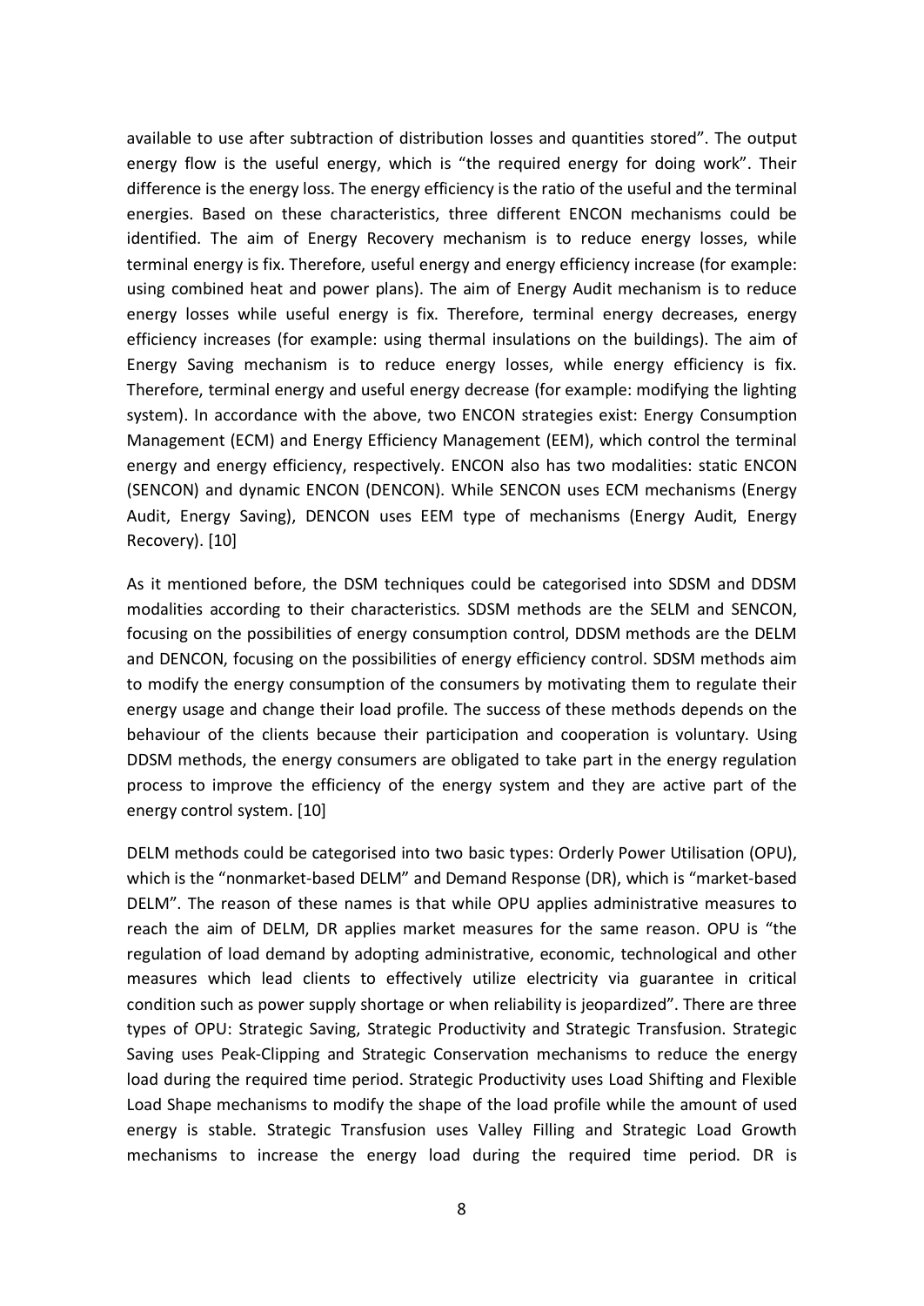available to use after subtraction of distribution losses and quantities stored". The output energy flow is the useful energy, which is "the required energy for doing work". Their difference is the energy loss. The energy efficiency is the ratio of the useful and the terminal energies. Based on these characteristics, three different ENCON mechanisms could be identified. The aim of Energy Recovery mechanism is to reduce energy losses, while terminal energy is fix. Therefore, useful energy and energy efficiency increase (for example: using combined heat and power plans). The aim of Energy Audit mechanism is to reduce energy losses while useful energy is fix. Therefore, terminal energy decreases, energy efficiency increases (for example: using thermal insulations on the buildings). The aim of Energy Saving mechanism is to reduce energy losses, while energy efficiency is fix. Therefore, terminal energy and useful energy decrease (for example: modifying the lighting system). In accordance with the above, two ENCON strategies exist: Energy Consumption Management (ECM) and Energy Efficiency Management (EEM), which control the terminal energy and energy efficiency, respectively. ENCON also has two modalities: static ENCON (SENCON) and dynamic ENCON (DENCON). While SENCON uses ECM mechanisms (Energy Audit, Energy Saving), DENCON uses EEM type of mechanisms (Energy Audit, Energy Recovery). [10]

As it mentioned before, the DSM techniques could be categorised into SDSM and DDSM modalities according to their characteristics. SDSM methods are the SELM and SENCON, focusing on the possibilities of energy consumption control, DDSM methods are the DELM and DENCON, focusing on the possibilities of energy efficiency control. SDSM methods aim to modify the energy consumption of the consumers by motivating them to regulate their energy usage and change their load profile. The success of these methods depends on the behaviour of the clients because their participation and cooperation is voluntary. Using DDSM methods, the energy consumers are obligated to take part in the energy regulation process to improve the efficiency of the energy system and they are active part of the energy control system. [10]

DELM methods could be categorised into two basic types: Orderly Power Utilisation (OPU), which is the "nonmarket-based DELM" and Demand Response (DR), which is "market-based DELM". The reason of these names is that while OPU applies administrative measures to reach the aim of DELM, DR applies market measures for the same reason. OPU is "the regulation of load demand by adopting administrative, economic, technological and other measures which lead clients to effectively utilize electricity via guarantee in critical condition such as power supply shortage or when reliability is jeopardized". There are three types of OPU: Strategic Saving, Strategic Productivity and Strategic Transfusion. Strategic Saving uses Peak-Clipping and Strategic Conservation mechanisms to reduce the energy load during the required time period. Strategic Productivity uses Load Shifting and Flexible Load Shape mechanisms to modify the shape of the load profile while the amount of used energy is stable. Strategic Transfusion uses Valley Filling and Strategic Load Growth mechanisms to increase the energy load during the required time period. DR is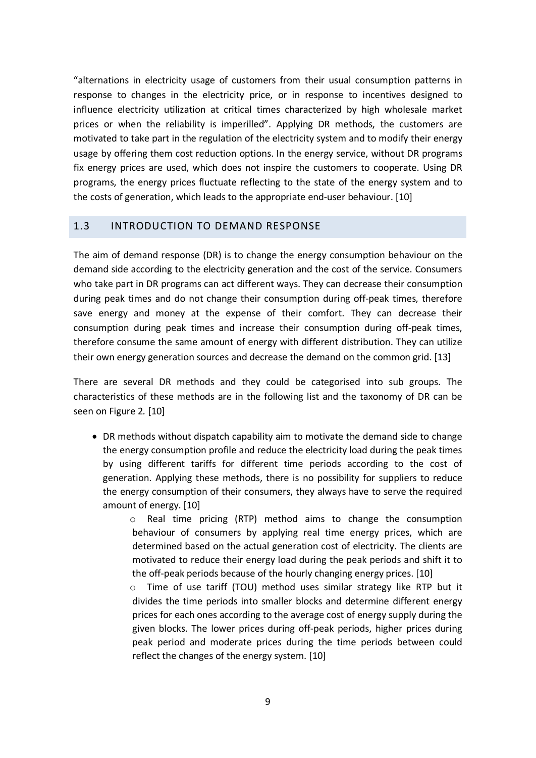"alternations in electricity usage of customers from their usual consumption patterns in response to changes in the electricity price, or in response to incentives designed to influence electricity utilization at critical times characterized by high wholesale market prices or when the reliability is imperilled". Applying DR methods, the customers are motivated to take part in the regulation of the electricity system and to modify their energy usage by offering them cost reduction options. In the energy service, without DR programs fix energy prices are used, which does not inspire the customers to cooperate. Using DR programs, the energy prices fluctuate reflecting to the state of the energy system and to the costs of generation, which leads to the appropriate end-user behaviour. [10]

## 1.3 INTRODUCTION TO DEMAND RESPONSE

The aim of demand response (DR) is to change the energy consumption behaviour on the demand side according to the electricity generation and the cost of the service. Consumers who take part in DR programs can act different ways. They can decrease their consumption during peak times and do not change their consumption during off-peak times, therefore save energy and money at the expense of their comfort. They can decrease their consumption during peak times and increase their consumption during off-peak times, therefore consume the same amount of energy with different distribution. They can utilize their own energy generation sources and decrease the demand on the common grid. [13]

There are several DR methods and they could be categorised into sub groups. The characteristics of these methods are in the following list and the taxonomy of DR can be seen on Figure 2. [10]

- DR methods without dispatch capability aim to motivate the demand side to change the energy consumption profile and reduce the electricity load during the peak times by using different tariffs for different time periods according to the cost of generation. Applying these methods, there is no possibility for suppliers to reduce the energy consumption of their consumers, they always have to serve the required amount of energy. [10]
    - Real time pricing (RTP) method aims to change the consumption behaviour of consumers by applying real time energy prices, which are determined based on the actual generation cost of electricity. The clients are motivated to reduce their energy load during the peak periods and shift it to the off-peak periods because of the hourly changing energy prices. [10]
    - Time of use tariff (TOU) method uses similar strategy like RTP but it divides the time periods into smaller blocks and determine different energy prices for each ones according to the average cost of energy supply during the given blocks. The lower prices during off-peak periods, higher prices during peak period and moderate prices during the time periods between could reflect the changes of the energy system. [10]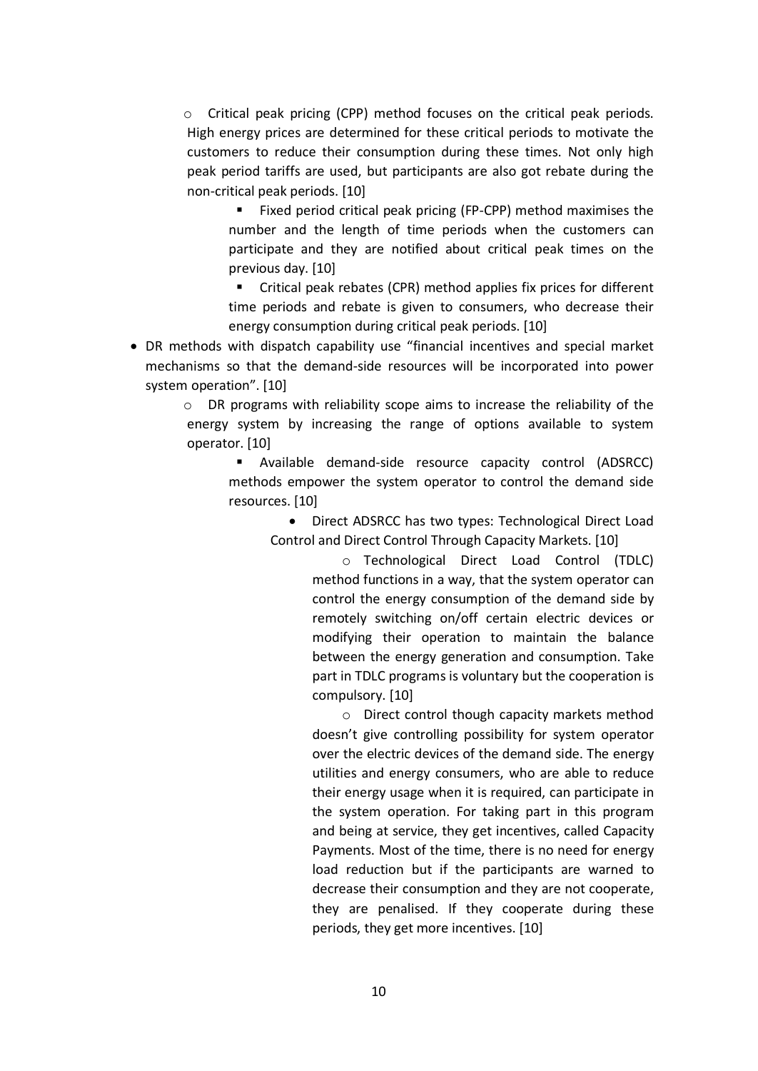- Critical peak pricing (CPP) method focuses on the critical peak periods. High energy prices are determined for these critical periods to motivate the customers to reduce their consumption during these times. Not only high peak period tariffs are used, but participants are also got rebate during the non-critical peak periods. [10]
        - Fixed period critical peak pricing (FP-CPP) method maximises the number and the length of time periods when the customers can participate and they are notified about critical peak times on the previous day. [10]
        - Critical peak rebates (CPR) method applies fix prices for different time periods and rebate is given to consumers, who decrease their energy consumption during critical peak periods. [10]
- DR methods with dispatch capability use "financial incentives and special market mechanisms so that the demand-side resources will be incorporated into power system operation". [10]
    - DR programs with reliability scope aims to increase the reliability of the energy system by increasing the range of options available to system operator. [10]
        - Available demand-side resource capacity control (ADSRCC) methods empower the system operator to control the demand side resources. [10]
            - Direct ADSRCC has two types: Technological Direct Load Control and Direct Control Through Capacity Markets. [10]
                - Technological Direct Load Control (TDLC) method functions in a way, that the system operator can control the energy consumption of the demand side by remotely switching on/off certain electric devices or modifying their operation to maintain the balance between the energy generation and consumption. Take part in TDLC programs is voluntary but the cooperation is compulsory. [10]
                - Direct control though capacity markets method doesn't give controlling possibility for system operator over the electric devices of the demand side. The energy utilities and energy consumers, who are able to reduce their energy usage when it is required, can participate in the system operation. For taking part in this program and being at service, they get incentives, called Capacity Payments. Most of the time, there is no need for energy load reduction but if the participants are warned to decrease their consumption and they are not cooperate, they are penalised. If they cooperate during these periods, they get more incentives. [10]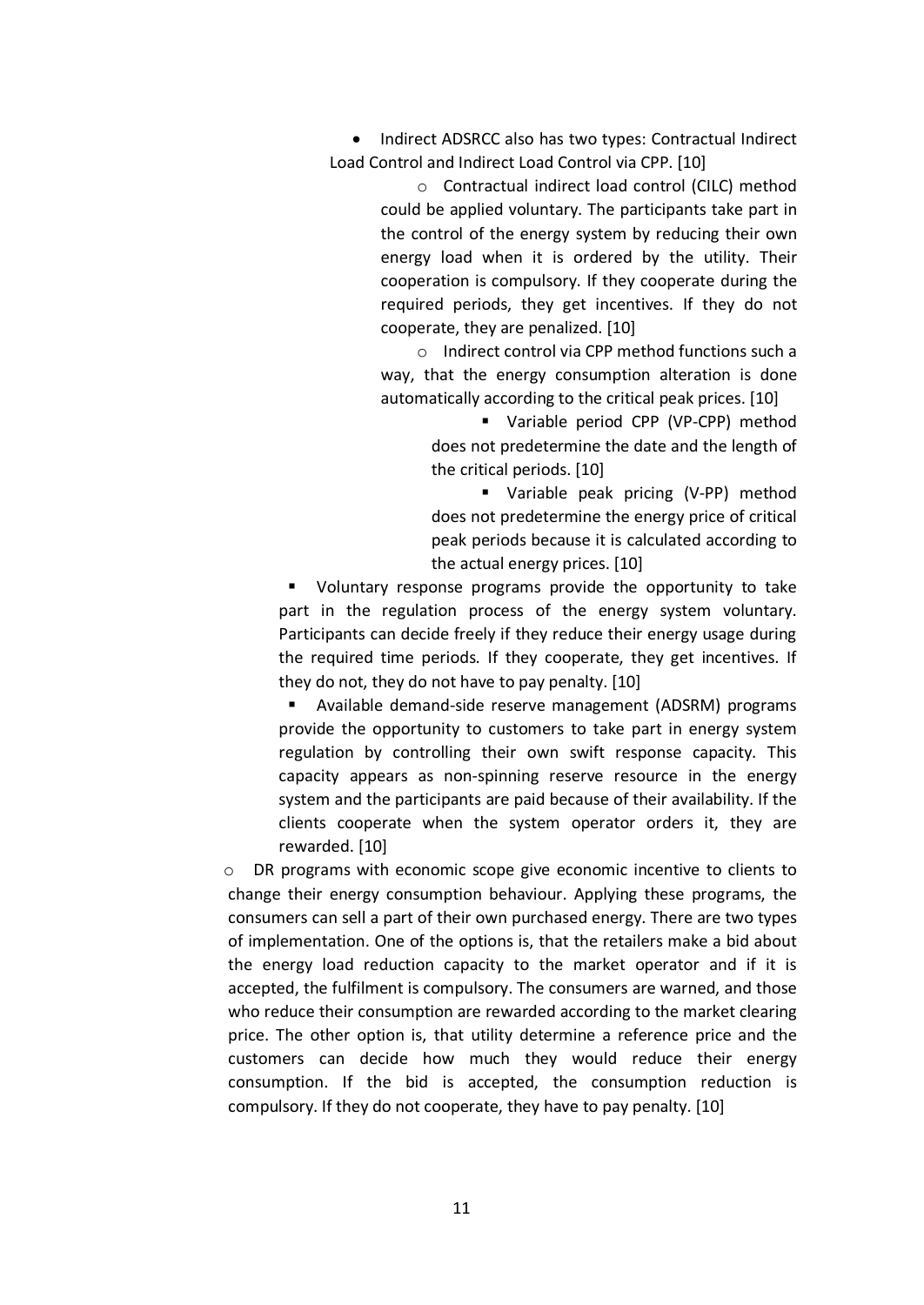- Indirect ADSRCC also has two types: Contractual Indirect Load Control and Indirect Load Control via CPP. [10]
    - Contractual indirect load control (CILC) method could be applied voluntary. The participants take part in the control of the energy system by reducing their own energy load when it is ordered by the utility. Their cooperation is compulsory. If they cooperate during the required periods, they get incentives. If they do not cooperate, they are penalized. [10]
    - Indirect control via CPP method functions such a way, that the energy consumption alteration is done automatically according to the critical peak prices. [10]
        - Variable period CPP (VP-CPP) method does not predetermine the date and the length of the critical periods. [10]
        - Variable peak pricing (V-PP) method does not predetermine the energy price of critical peak periods because it is calculated according to the actual energy prices. [10]

- Voluntary response programs provide the opportunity to take part in the regulation process of the energy system voluntary. Participants can decide freely if they reduce their energy usage during the required time periods. If they cooperate, they get incentives. If they do not, they do not have to pay penalty. [10]
- Available demand-side reserve management (ADSRM) programs provide the opportunity to customers to take part in energy system regulation by controlling their own swift response capacity. This capacity appears as non-spinning reserve resource in the energy system and the participants are paid because of their availability. If the clients cooperate when the system operator orders it, they are rewarded. [10]

- DR programs with economic scope give economic incentive to clients to change their energy consumption behaviour. Applying these programs, the consumers can sell a part of their own purchased energy. There are two types of implementation. One of the options is, that the retailers make a bid about the energy load reduction capacity to the market operator and if it is accepted, the fulfilment is compulsory. The consumers are warned, and those who reduce their consumption are rewarded according to the market clearing price. The other option is, that utility determine a reference price and the customers can decide how much they would reduce their energy consumption. If the bid is accepted, the consumption reduction is compulsory. If they do not cooperate, they have to pay penalty. [10]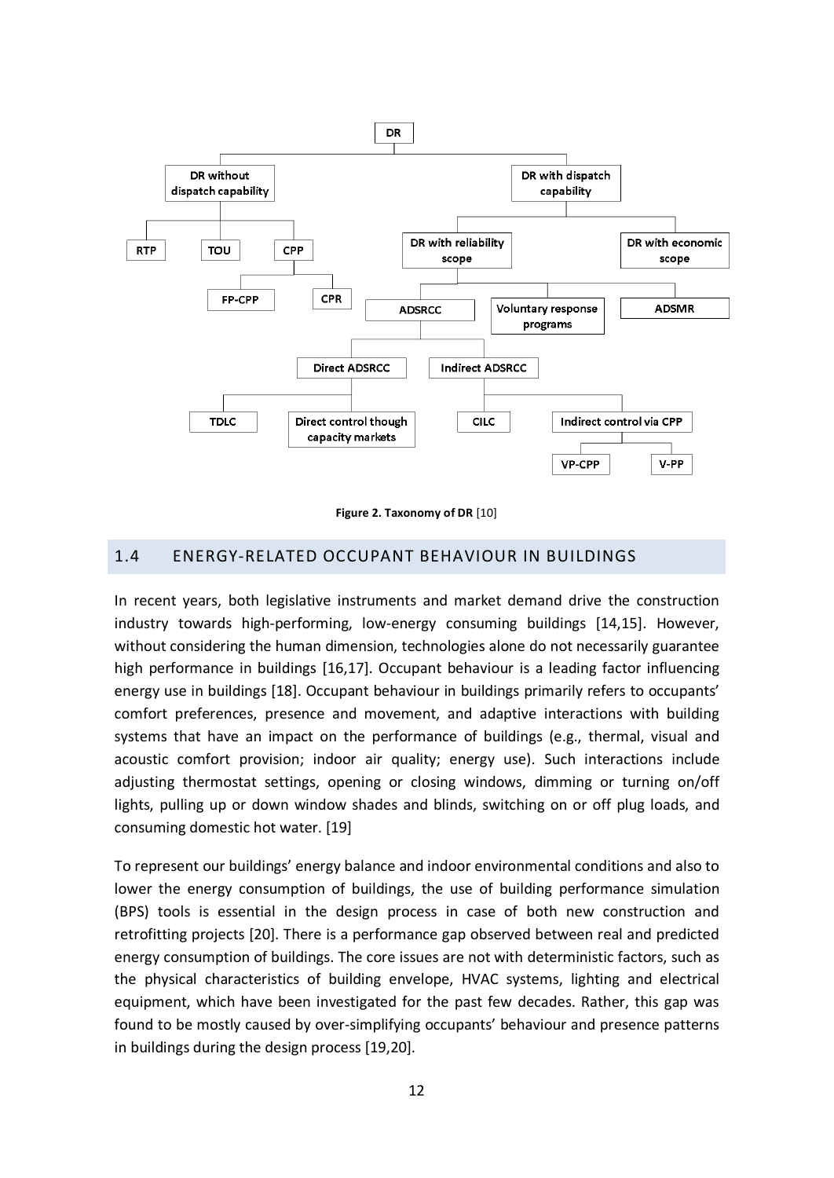Figure 2. Taxonomy of DR [10]

## 1.4 ENERGY-RELATED OCCUPANT BEHAVIOUR IN BUILDINGS

In recent years, both legislative instruments and market demand drive the construction industry towards high-performing, low-energy consuming buildings [14,15]. However, without considering the human dimension, technologies alone do not necessarily guarantee high performance in buildings [16,17]. Occupant behaviour is a leading factor influencing energy use in buildings [18]. Occupant behaviour in buildings primarily refers to occupants' comfort preferences, presence and movement, and adaptive interactions with building systems that have an impact on the performance of buildings (e.g., thermal, visual and acoustic comfort provision; indoor air quality; energy use). Such interactions include adjusting thermostat settings, opening or closing windows, dimming or turning on/off lights, pulling up or down window shades and blinds, switching on or off plug loads, and consuming domestic hot water. [19]

To represent our buildings' energy balance and indoor environmental conditions and also to lower the energy consumption of buildings, the use of building performance simulation (BPS) tools is essential in the design process in case of both new construction and retrofitting projects [20]. There is a performance gap observed between real and predicted energy consumption of buildings. The core issues are not with deterministic factors, such as the physical characteristics of building envelope, HVAC systems, lighting and electrical equipment, which have been investigated for the past few decades. Rather, this gap was found to be mostly caused by over-simplifying occupants' behaviour and presence patterns in buildings during the design process [19,20].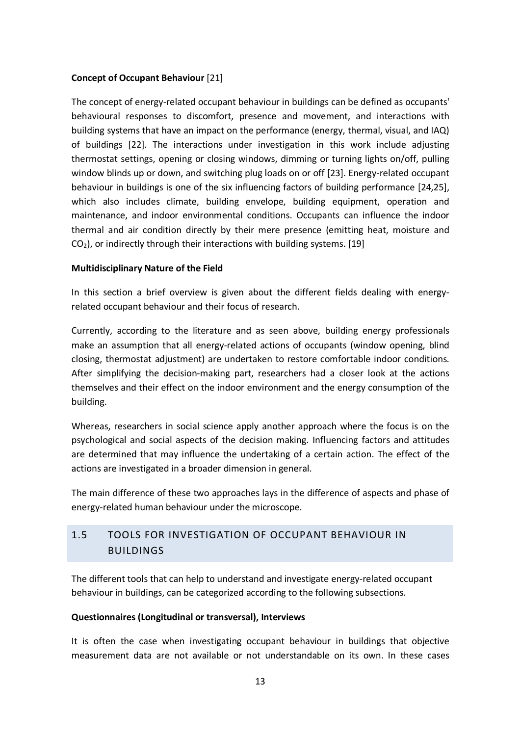**Concept of Occupant Behaviour** [21]

The concept of energy-related occupant behaviour in buildings can be defined as occupants' behavioural responses to discomfort, presence and movement, and interactions with building systems that have an impact on the performance (energy, thermal, visual, and IAQ) of buildings [22]. The interactions under investigation in this work include adjusting thermostat settings, opening or closing windows, dimming or turning lights on/off, pulling window blinds up or down, and switching plug loads on or off [23]. Energy-related occupant behaviour in buildings is one of the six influencing factors of building performance [24,25], which also includes climate, building envelope, building equipment, operation and maintenance, and indoor environmental conditions. Occupants can influence the indoor thermal and air condition directly by their mere presence (emitting heat, moisture and $CO_2$), or indirectly through their interactions with building systems. [19]

**Multidisciplinary Nature of the Field**

In this section a brief overview is given about the different fields dealing with energy-related occupant behaviour and their focus of research.

Currently, according to the literature and as seen above, building energy professionals make an assumption that all energy-related actions of occupants (window opening, blind closing, thermostat adjustment) are undertaken to restore comfortable indoor conditions. After simplifying the decision-making part, researchers had a closer look at the actions themselves and their effect on the indoor environment and the energy consumption of the building.

Whereas, researchers in social science apply another approach where the focus is on the psychological and social aspects of the decision making. Influencing factors and attitudes are determined that may influence the undertaking of a certain action. The effect of the actions are investigated in a broader dimension in general.

The main difference of these two approaches lays in the difference of aspects and phase of energy-related human behaviour under the microscope.

## 1.5 TOOLS FOR INVESTIGATION OF OCCUPANT BEHAVIOUR IN BUILDINGS

The different tools that can help to understand and investigate energy-related occupant behaviour in buildings, can be categorized according to the following subsections.

**Questionnaires (Longitudinal or transversal), Interviews**

It is often the case when investigating occupant behaviour in buildings that objective measurement data are not available or not understandable on its own. In these cases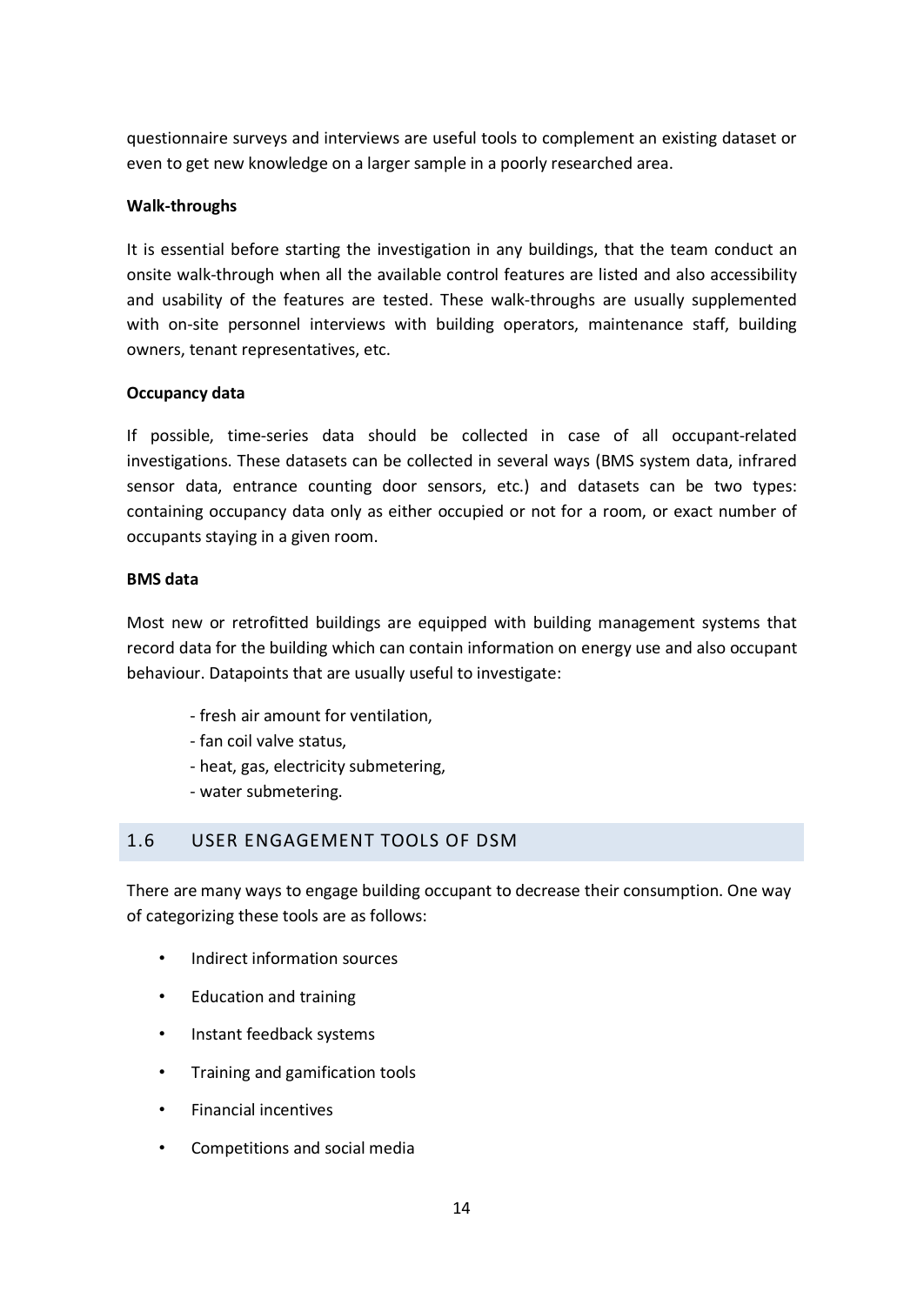questionnaire surveys and interviews are useful tools to complement an existing dataset or even to get new knowledge on a larger sample in a poorly researched area.

**Walk-throughs**

It is essential before starting the investigation in any buildings, that the team conduct an onsite walk-through when all the available control features are listed and also accessibility and usability of the features are tested. These walk-throughs are usually supplemented with on-site personnel interviews with building operators, maintenance staff, building owners, tenant representatives, etc.

**Occupancy data**

If possible, time-series data should be collected in case of all occupant-related investigations. These datasets can be collected in several ways (BMS system data, infrared sensor data, entrance counting door sensors, etc.) and datasets can be two types: containing occupancy data only as either occupied or not for a room, or exact number of occupants staying in a given room.

**BMS data**

Most new or retrofitted buildings are equipped with building management systems that record data for the building which can contain information on energy use and also occupant behaviour. Datapoints that are usually useful to investigate:

- fresh air amount for ventilation,
- fan coil valve status,
- heat, gas, electricity submetering,
- water submetering.

## 1.6 USER ENGAGEMENT TOOLS OF DSM

There are many ways to engage building occupant to decrease their consumption. One way of categorizing these tools are as follows:

- Indirect information sources
- Education and training
- Instant feedback systems
- Training and gamification tools
- Financial incentives
- Competitions and social media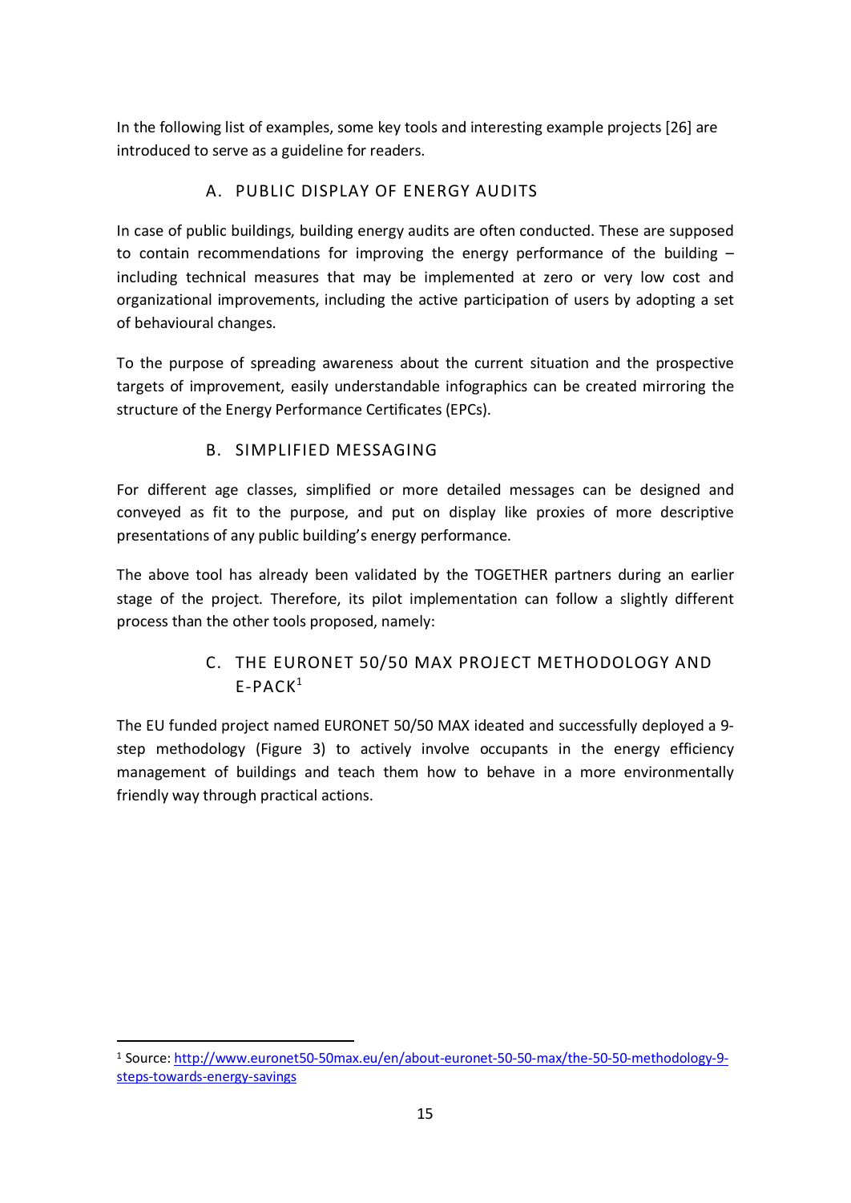In the following list of examples, some key tools and interesting example projects [26] are introduced to serve as a guideline for readers.

### A. PUBLIC DISPLAY OF ENERGY AUDITS

In case of public buildings, building energy audits are often conducted. These are supposed to contain recommendations for improving the energy performance of the building – including technical measures that may be implemented at zero or very low cost and organizational improvements, including the active participation of users by adopting a set of behavioural changes.

To the purpose of spreading awareness about the current situation and the prospective targets of improvement, easily understandable infographics can be created mirroring the structure of the Energy Performance Certificates (EPCs).

### B. SIMPLIFIED MESSAGING

For different age classes, simplified or more detailed messages can be designed and conveyed as fit to the purpose, and put on display like proxies of more descriptive presentations of any public building's energy performance.

The above tool has already been validated by the TOGETHER partners during an earlier stage of the project. Therefore, its pilot implementation can follow a slightly different process than the other tools proposed, namely:

### C. THE EURONET 50/50 MAX PROJECT METHODOLOGY AND E-PACK[1]

The EU funded project named EURONET 50/50 MAX ideated and successfully deployed a 9-step methodology (Figure 3) to actively involve occupants in the energy efficiency management of buildings and teach them how to behave in a more environmentally friendly way through practical actions.

---

[1] Source: http://www.euronet50-50max.eu/en/about-euronet-50-50-max/the-50-50-methodology-9-steps-towards-energy-savings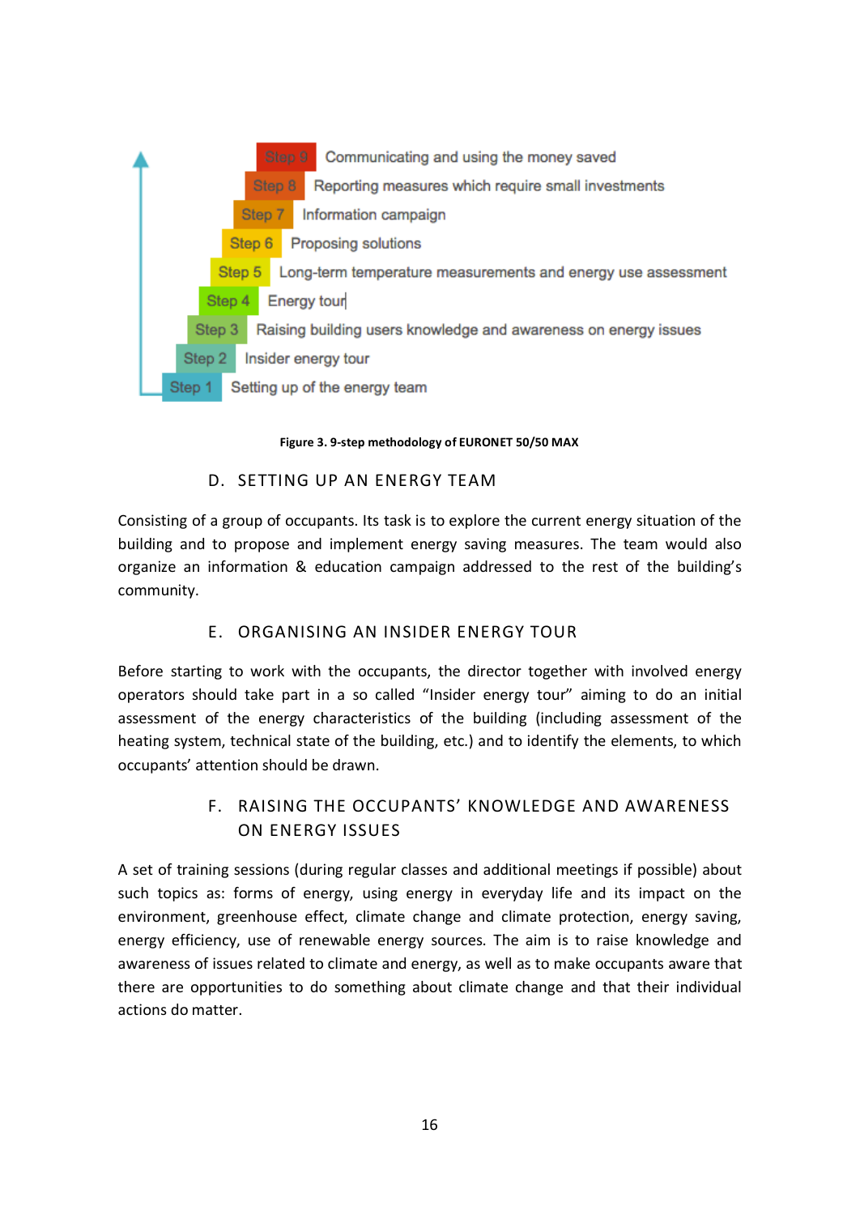Step 9 Communicating and using the money saved

Step 8 Reporting measures which require small investments

Step 7 Information campaign

Step 6 Proposing solutions

Step 5 Long-term temperature measurements and energy use assessment

Step 4 Energy tour

Step 3 Raising building users knowledge and awareness on energy issues

Step 2 Insider energy tour

Step 1 Setting up of the energy team

**Figure 3. 9-step methodology of EURONET 50/50 MAX**

### D. SETTING UP AN ENERGY TEAM

Consisting of a group of occupants. Its task is to explore the current energy situation of the building and to propose and implement energy saving measures. The team would also organize an information & education campaign addressed to the rest of the building's community.

### E. ORGANISING AN INSIDER ENERGY TOUR

Before starting to work with the occupants, the director together with involved energy operators should take part in a so called "Insider energy tour" aiming to do an initial assessment of the energy characteristics of the building (including assessment of the heating system, technical state of the building, etc.) and to identify the elements, to which occupants' attention should be drawn.

### F. RAISING THE OCCUPANTS' KNOWLEDGE AND AWARENESS ON ENERGY ISSUES

A set of training sessions (during regular classes and additional meetings if possible) about such topics as: forms of energy, using energy in everyday life and its impact on the environment, greenhouse effect, climate change and climate protection, energy saving, energy efficiency, use of renewable energy sources. The aim is to raise knowledge and awareness of issues related to climate and energy, as well as to make occupants aware that there are opportunities to do something about climate change and that their individual actions do matter.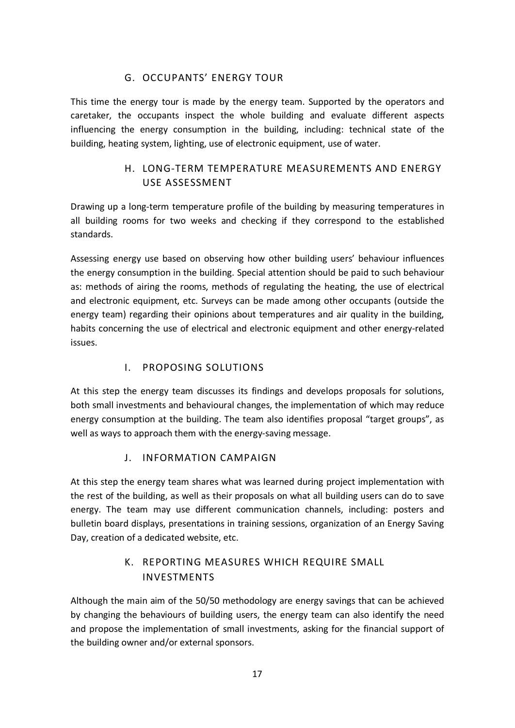## G. OCCUPANTS' ENERGY TOUR

This time the energy tour is made by the energy team. Supported by the operators and caretaker, the occupants inspect the whole building and evaluate different aspects influencing the energy consumption in the building, including: technical state of the building, heating system, lighting, use of electronic equipment, use of water.

## H. LONG-TERM TEMPERATURE MEASUREMENTS AND ENERGY USE ASSESSMENT

Drawing up a long-term temperature profile of the building by measuring temperatures in all building rooms for two weeks and checking if they correspond to the established standards.

Assessing energy use based on observing how other building users' behaviour influences the energy consumption in the building. Special attention should be paid to such behaviour as: methods of airing the rooms, methods of regulating the heating, the use of electrical and electronic equipment, etc. Surveys can be made among other occupants (outside the energy team) regarding their opinions about temperatures and air quality in the building, habits concerning the use of electrical and electronic equipment and other energy-related issues.

## I. PROPOSING SOLUTIONS

At this step the energy team discusses its findings and develops proposals for solutions, both small investments and behavioural changes, the implementation of which may reduce energy consumption at the building. The team also identifies proposal "target groups", as well as ways to approach them with the energy-saving message.

## J. INFORMATION CAMPAIGN

At this step the energy team shares what was learned during project implementation with the rest of the building, as well as their proposals on what all building users can do to save energy. The team may use different communication channels, including: posters and bulletin board displays, presentations in training sessions, organization of an Energy Saving Day, creation of a dedicated website, etc.

## K. REPORTING MEASURES WHICH REQUIRE SMALL INVESTMENTS

Although the main aim of the 50/50 methodology are energy savings that can be achieved by changing the behaviours of building users, the energy team can also identify the need and propose the implementation of small investments, asking for the financial support of the building owner and/or external sponsors.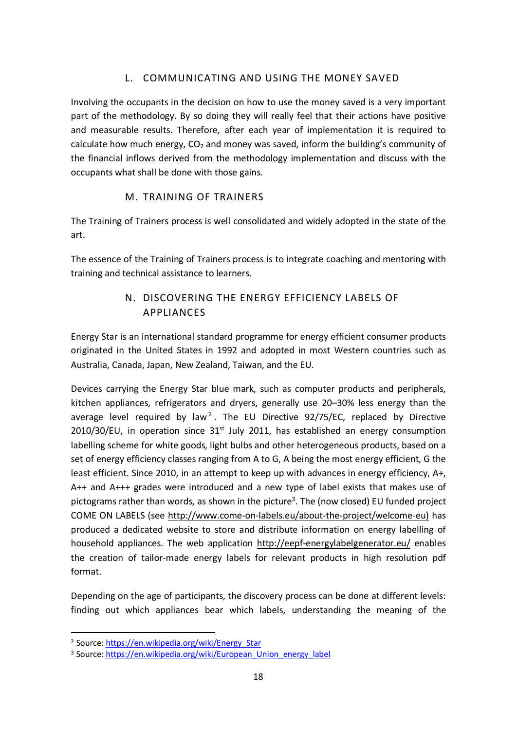## L. COMMUNICATING AND USING THE MONEY SAVED

Involving the occupants in the decision on how to use the money saved is a very important part of the methodology. By so doing they will really feel that their actions have positive and measurable results. Therefore, after each year of implementation it is required to calculate how much energy, $CO_2$ and money was saved, inform the building's community of the financial inflows derived from the methodology implementation and discuss with the occupants what shall be done with those gains.

## M. TRAINING OF TRAINERS

The Training of Trainers process is well consolidated and widely adopted in the state of the art.

The essence of the Training of Trainers process is to integrate coaching and mentoring with training and technical assistance to learners.

## N. DISCOVERING THE ENERGY EFFICIENCY LABELS OF APPLIANCES

Energy Star is an international standard programme for energy efficient consumer products originated in the United States in 1992 and adopted in most Western countries such as Australia, Canada, Japan, New Zealand, Taiwan, and the EU.

Devices carrying the Energy Star blue mark, such as computer products and peripherals, kitchen appliances, refrigerators and dryers, generally use 20–30% less energy than the average level required by law[2]. The EU Directive 92/75/EC, replaced by Directive 2010/30/EU, in operation since 31st July 2011, has established an energy consumption labelling scheme for white goods, light bulbs and other heterogeneous products, based on a set of energy efficiency classes ranging from A to G, A being the most energy efficient, G the least efficient. Since 2010, in an attempt to keep up with advances in energy efficiency, A+, A++ and A+++ grades were introduced and a new type of label exists that makes use of pictograms rather than words, as shown in the picture[3]. The (now closed) EU funded project COME ON LABELS (see http://www.come-on-labels.eu/about-the-project/welcome-eu) has produced a dedicated website to store and distribute information on energy labelling of household appliances. The web application http://eepf-energylabelgenerator.eu/ enables the creation of tailor-made energy labels for relevant products in high resolution pdf format.

Depending on the age of participants, the discovery process can be done at different levels: finding out which appliances bear which labels, understanding the meaning of the

---

[2] Source: https://en.wikipedia.org/wiki/Energy_Star

[3] Source: https://en.wikipedia.org/wiki/European_Union_energy_label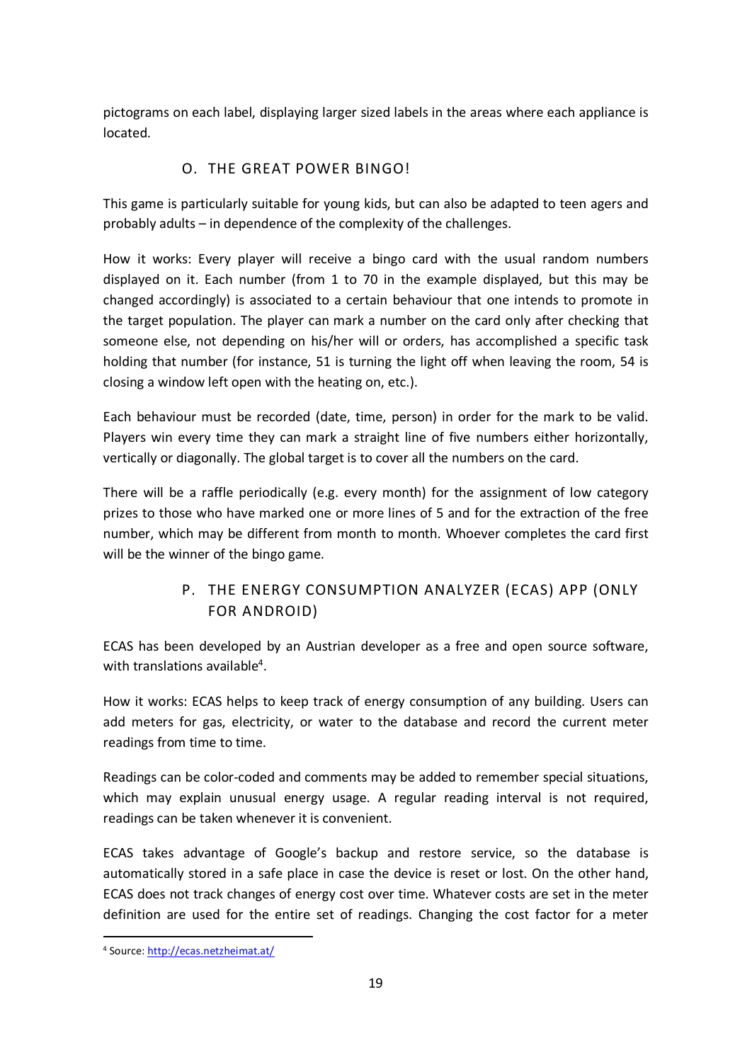pictograms on each label, displaying larger sized labels in the areas where each appliance is located.

## O. THE GREAT POWER BINGO!

This game is particularly suitable for young kids, but can also be adapted to teen agers and probably adults – in dependence of the complexity of the challenges.

How it works: Every player will receive a bingo card with the usual random numbers displayed on it. Each number (from 1 to 70 in the example displayed, but this may be changed accordingly) is associated to a certain behaviour that one intends to promote in the target population. The player can mark a number on the card only after checking that someone else, not depending on his/her will or orders, has accomplished a specific task holding that number (for instance, 51 is turning the light off when leaving the room, 54 is closing a window left open with the heating on, etc.).

Each behaviour must be recorded (date, time, person) in order for the mark to be valid. Players win every time they can mark a straight line of five numbers either horizontally, vertically or diagonally. The global target is to cover all the numbers on the card.

There will be a raffle periodically (e.g. every month) for the assignment of low category prizes to those who have marked one or more lines of 5 and for the extraction of the free number, which may be different from month to month. Whoever completes the card first will be the winner of the bingo game.

## P. THE ENERGY CONSUMPTION ANALYZER (ECAS) APP (ONLY FOR ANDROID)

ECAS has been developed by an Austrian developer as a free and open source software, with translations available[4].

How it works: ECAS helps to keep track of energy consumption of any building. Users can add meters for gas, electricity, or water to the database and record the current meter readings from time to time.

Readings can be color-coded and comments may be added to remember special situations, which may explain unusual energy usage. A regular reading interval is not required, readings can be taken whenever it is convenient.

ECAS takes advantage of Google's backup and restore service, so the database is automatically stored in a safe place in case the device is reset or lost. On the other hand, ECAS does not track changes of energy cost over time. Whatever costs are set in the meter definition are used for the entire set of readings. Changing the cost factor for a meter

[4] Source: http://ecas.netzheimat.at/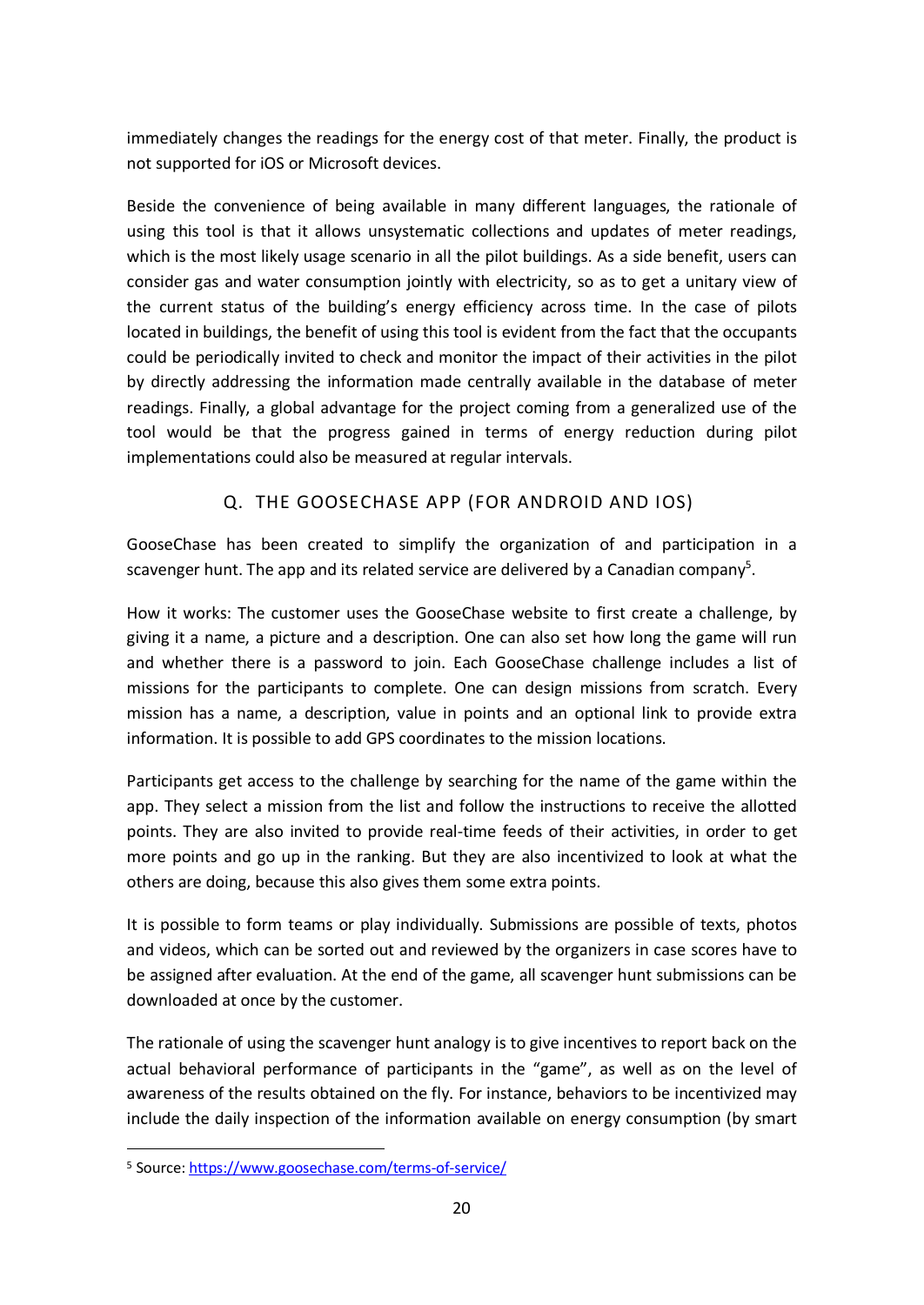immediately changes the readings for the energy cost of that meter. Finally, the product is not supported for iOS or Microsoft devices.

Beside the convenience of being available in many different languages, the rationale of using this tool is that it allows unsystematic collections and updates of meter readings, which is the most likely usage scenario in all the pilot buildings. As a side benefit, users can consider gas and water consumption jointly with electricity, so as to get a unitary view of the current status of the building's energy efficiency across time. In the case of pilots located in buildings, the benefit of using this tool is evident from the fact that the occupants could be periodically invited to check and monitor the impact of their activities in the pilot by directly addressing the information made centrally available in the database of meter readings. Finally, a global advantage for the project coming from a generalized use of the tool would be that the progress gained in terms of energy reduction during pilot implementations could also be measured at regular intervals.

## Q. THE GOOSECHASE APP (FOR ANDROID AND IOS)

GooseChase has been created to simplify the organization of and participation in a scavenger hunt. The app and its related service are delivered by a Canadian company[5].

How it works: The customer uses the GooseChase website to first create a challenge, by giving it a name, a picture and a description. One can also set how long the game will run and whether there is a password to join. Each GooseChase challenge includes a list of missions for the participants to complete. One can design missions from scratch. Every mission has a name, a description, value in points and an optional link to provide extra information. It is possible to add GPS coordinates to the mission locations.

Participants get access to the challenge by searching for the name of the game within the app. They select a mission from the list and follow the instructions to receive the allotted points. They are also invited to provide real-time feeds of their activities, in order to get more points and go up in the ranking. But they are also incentivized to look at what the others are doing, because this also gives them some extra points.

It is possible to form teams or play individually. Submissions are possible of texts, photos and videos, which can be sorted out and reviewed by the organizers in case scores have to be assigned after evaluation. At the end of the game, all scavenger hunt submissions can be downloaded at once by the customer.

The rationale of using the scavenger hunt analogy is to give incentives to report back on the actual behavioral performance of participants in the "game", as well as on the level of awareness of the results obtained on the fly. For instance, behaviors to be incentivized may include the daily inspection of the information available on energy consumption (by smart

---

[5] Source: https://www.goosechase.com/terms-of-service/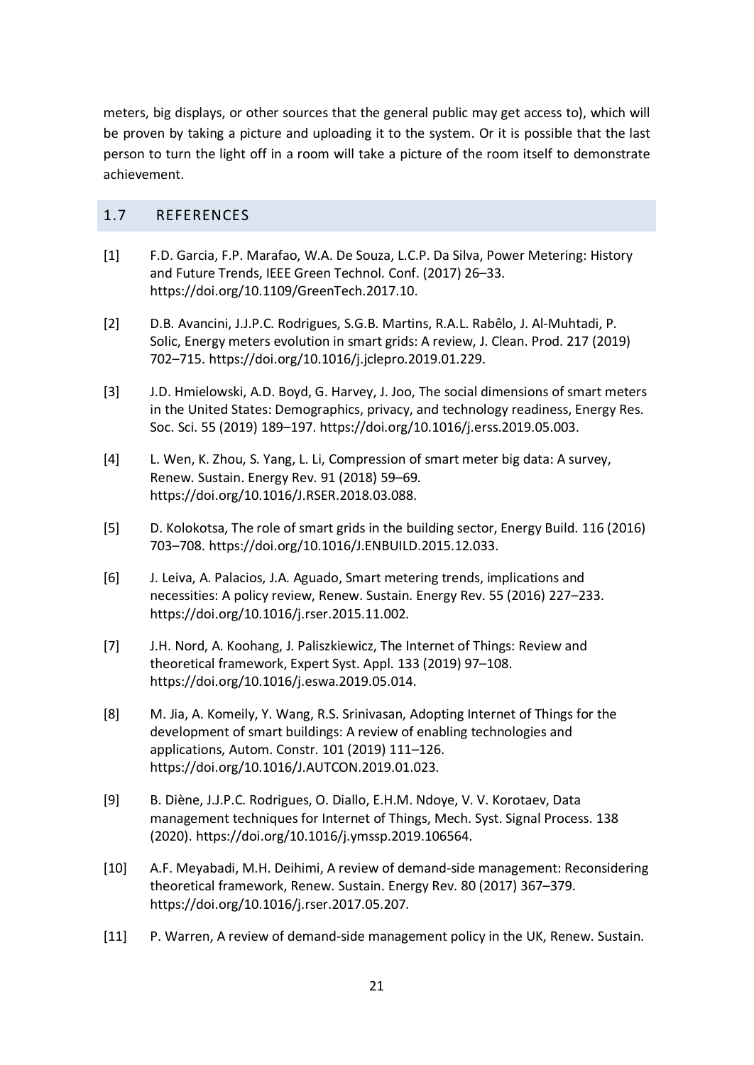meters, big displays, or other sources that the general public may get access to), which will be proven by taking a picture and uploading it to the system. Or it is possible that the last person to turn the light off in a room will take a picture of the room itself to demonstrate achievement.

## 1.7 REFERENCES

[1] F.D. Garcia, F.P. Marafao, W.A. De Souza, L.C.P. Da Silva, Power Metering: History and Future Trends, IEEE Green Technol. Conf. (2017) 26–33. https://doi.org/10.1109/GreenTech.2017.10.

[2] D.B. Avancini, J.J.P.C. Rodrigues, S.G.B. Martins, R.A.L. Rabêlo, J. Al-Muhtadi, P. Solic, Energy meters evolution in smart grids: A review, J. Clean. Prod. 217 (2019) 702–715. https://doi.org/10.1016/j.jclepro.2019.01.229.

[3] J.D. Hmielowski, A.D. Boyd, G. Harvey, J. Joo, The social dimensions of smart meters in the United States: Demographics, privacy, and technology readiness, Energy Res. Soc. Sci. 55 (2019) 189–197. https://doi.org/10.1016/j.erss.2019.05.003.

[4] L. Wen, K. Zhou, S. Yang, L. Li, Compression of smart meter big data: A survey, Renew. Sustain. Energy Rev. 91 (2018) 59–69. https://doi.org/10.1016/J.RSER.2018.03.088.

[5] D. Kolokotsa, The role of smart grids in the building sector, Energy Build. 116 (2016) 703–708. https://doi.org/10.1016/J.ENBUILD.2015.12.033.

[6] J. Leiva, A. Palacios, J.A. Aguado, Smart metering trends, implications and necessities: A policy review, Renew. Sustain. Energy Rev. 55 (2016) 227–233. https://doi.org/10.1016/j.rser.2015.11.002.

[7] J.H. Nord, A. Koohang, J. Paliszkiewicz, The Internet of Things: Review and theoretical framework, Expert Syst. Appl. 133 (2019) 97–108. https://doi.org/10.1016/j.eswa.2019.05.014.

[8] M. Jia, A. Komeily, Y. Wang, R.S. Srinivasan, Adopting Internet of Things for the development of smart buildings: A review of enabling technologies and applications, Autom. Constr. 101 (2019) 111–126. https://doi.org/10.1016/J.AUTCON.2019.01.023.

[9] B. Diène, J.J.P.C. Rodrigues, O. Diallo, E.H.M. Ndoye, V. V. Korotaev, Data management techniques for Internet of Things, Mech. Syst. Signal Process. 138 (2020). https://doi.org/10.1016/j.ymssp.2019.106564.

[10] A.F. Meyabadi, M.H. Deihimi, A review of demand-side management: Reconsidering theoretical framework, Renew. Sustain. Energy Rev. 80 (2017) 367–379. https://doi.org/10.1016/j.rser.2017.05.207.

[11] P. Warren, A review of demand-side management policy in the UK, Renew. Sustain.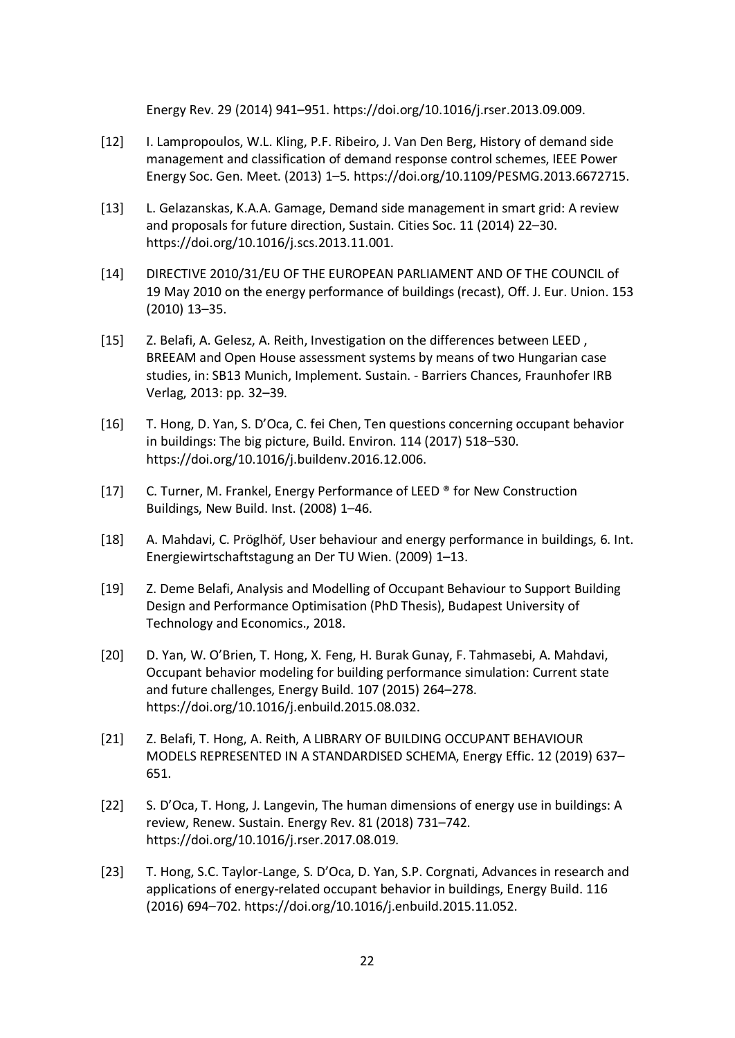Energy Rev. 29 (2014) 941–951. https://doi.org/10.1016/j.rser.2013.09.009.

[12] I. Lampropoulos, W.L. Kling, P.F. Ribeiro, J. Van Den Berg, History of demand side management and classification of demand response control schemes, IEEE Power Energy Soc. Gen. Meet. (2013) 1–5. https://doi.org/10.1109/PESMG.2013.6672715.

[13] L. Gelazanskas, K.A.A. Gamage, Demand side management in smart grid: A review and proposals for future direction, Sustain. Cities Soc. 11 (2014) 22–30. https://doi.org/10.1016/j.scs.2013.11.001.

[14] DIRECTIVE 2010/31/EU OF THE EUROPEAN PARLIAMENT AND OF THE COUNCIL of 19 May 2010 on the energy performance of buildings (recast), Off. J. Eur. Union. 153 (2010) 13–35.

[15] Z. Belafi, A. Gelesz, A. Reith, Investigation on the differences between LEED , BREEAM and Open House assessment systems by means of two Hungarian case studies, in: SB13 Munich, Implement. Sustain. - Barriers Chances, Fraunhofer IRB Verlag, 2013: pp. 32–39.

[16] T. Hong, D. Yan, S. D'Oca, C. fei Chen, Ten questions concerning occupant behavior in buildings: The big picture, Build. Environ. 114 (2017) 518–530. https://doi.org/10.1016/j.buildenv.2016.12.006.

[17] C. Turner, M. Frankel, Energy Performance of LEED ® for New Construction Buildings, New Build. Inst. (2008) 1–46.

[18] A. Mahdavi, C. Pröglhöf, User behaviour and energy performance in buildings, 6. Int. Energiewirtschaftstagung an Der TU Wien. (2009) 1–13.

[19] Z. Deme Belafi, Analysis and Modelling of Occupant Behaviour to Support Building Design and Performance Optimisation (PhD Thesis), Budapest University of Technology and Economics., 2018.

[20] D. Yan, W. O'Brien, T. Hong, X. Feng, H. Burak Gunay, F. Tahmasebi, A. Mahdavi, Occupant behavior modeling for building performance simulation: Current state and future challenges, Energy Build. 107 (2015) 264–278. https://doi.org/10.1016/j.enbuild.2015.08.032.

[21] Z. Belafi, T. Hong, A. Reith, A LIBRARY OF BUILDING OCCUPANT BEHAVIOUR MODELS REPRESENTED IN A STANDARDISED SCHEMA, Energy Effic. 12 (2019) 637–651.

[22] S. D'Oca, T. Hong, J. Langevin, The human dimensions of energy use in buildings: A review, Renew. Sustain. Energy Rev. 81 (2018) 731–742. https://doi.org/10.1016/j.rser.2017.08.019.

[23] T. Hong, S.C. Taylor-Lange, S. D'Oca, D. Yan, S.P. Corgnati, Advances in research and applications of energy-related occupant behavior in buildings, Energy Build. 116 (2016) 694–702. https://doi.org/10.1016/j.enbuild.2015.11.052.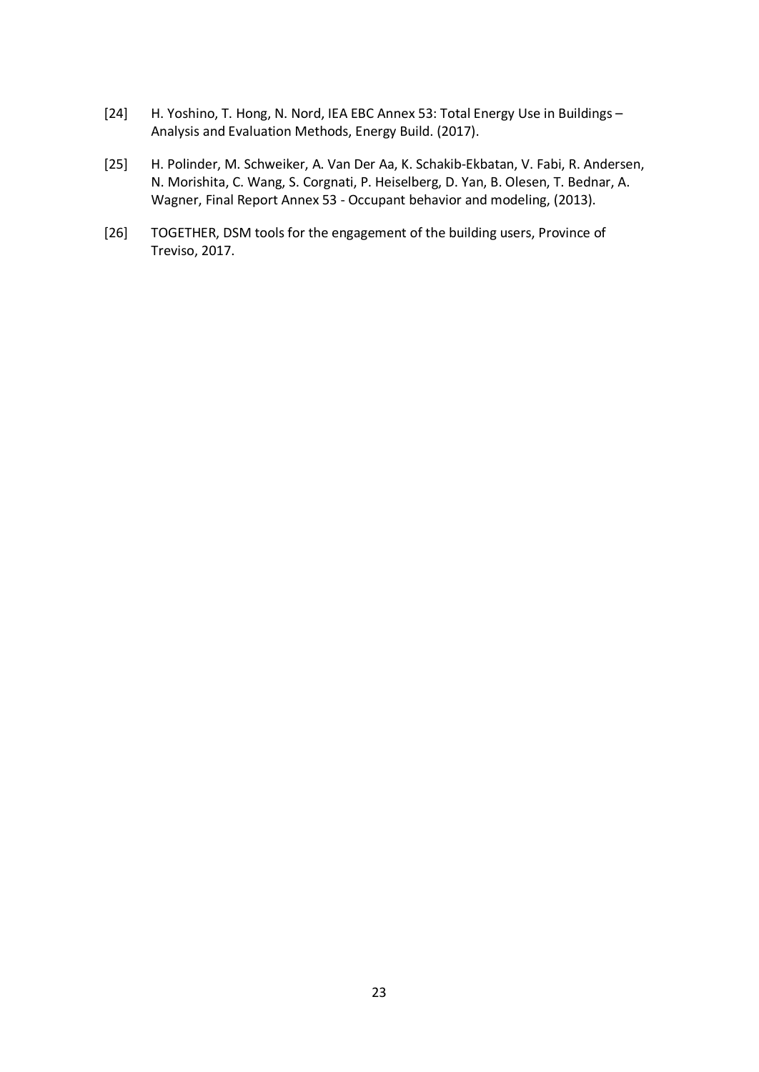[24] H. Yoshino, T. Hong, N. Nord, IEA EBC Annex 53: Total Energy Use in Buildings – Analysis and Evaluation Methods, Energy Build. (2017).

[25] H. Polinder, M. Schweiker, A. Van Der Aa, K. Schakib-Ekbatan, V. Fabi, R. Andersen, N. Morishita, C. Wang, S. Corgnati, P. Heiselberg, D. Yan, B. Olesen, T. Bednar, A. Wagner, Final Report Annex 53 - Occupant behavior and modeling, (2013).

[26] TOGETHER, DSM tools for the engagement of the building users, Province of Treviso, 2017.